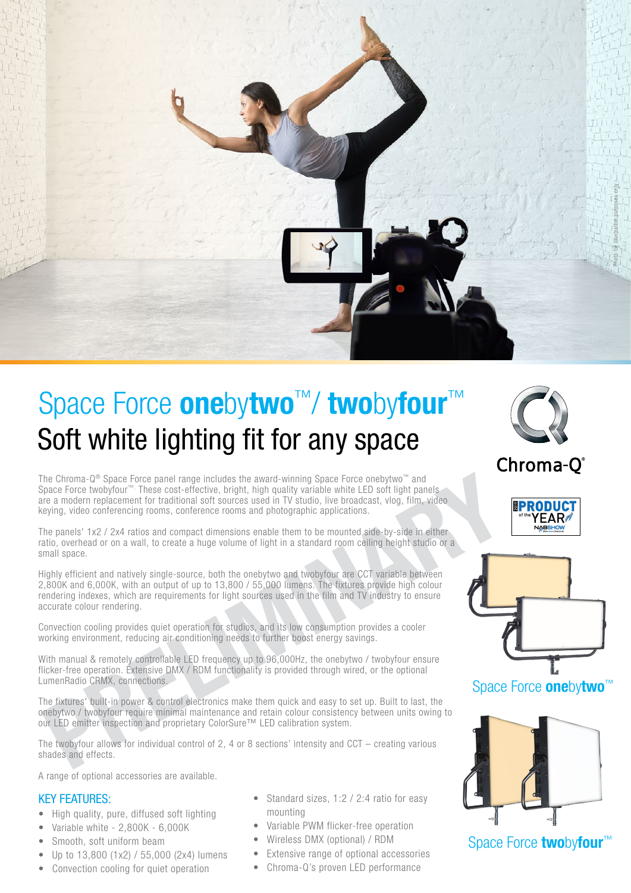# Space Force **one**by**two**™ / **two**by**four**™

## Soft white lighting fit for any space

The Chroma-Q® Space Force panel range includes the award-winning Space Force onebytwo™ and Space Force twobyfour™. These cost-effective, bright, high quality variable white LED soft light panels are a modern replacement for traditional soft sources used in TV studio, live broadcast, vlog, film, video keying, video conferencing rooms, conference rooms and photographic applications.

The panels' 1x2 / 2x4 ratios and compact dimensions enable them to be mounted side-by-side in either ratio, overhead or on a wall, to create a huge volume of light in a standard room ceiling height studio or a small space.

Highly efficient and natively single-source, both the onebytwo and twobyfour are CCT variable between 2,800K and 6,000K, with an output of up to 13,800 / 55,000 lumens. The fixtures provide high colour rendering indexes, which are requirements for light sources used in the film and TV industry to ensure accurate colour rendering.

Convection cooling provides quiet operation for studios, and its low consumption provides a cooler working environment, reducing air conditioning needs to further boost energy savings.

With manual & remotely controllable LED frequency up to 96,000Hz, the onebytwo / twobyfour ensure flicker-free operation. Extensive DMX / RDM functionality is provided through wired, or the optional LumenRadio CRMX, connections.

The fixtures' built-in power & control electronics make them quick and easy to set up. Built to last, the onebytwo / twobyfour require minimal maintenance and retain colour consistency between units owing to our LED emitter inspection and proprietary ColorSure™ LED calibration system.

The twobyfour allows for individual control of 2, 4 or 8 sections' intensity and CCT – creating various shades and effects.

A range of optional accessories are available.

### KEY FEATURES:

- High quality, pure, diffused soft lighting
- Variable white - 2,800K - 6,000K
- Smooth, soft uniform beam
- Up to 13,800 (1x2) / 55,000 (2x4) lumens
- Convection cooling for quiet operation
- Standard sizes, 1:2 / 2:4 ratio for easy mounting
- Variable PWM flicker-free operation
- Wireless DMX (optional) / RDM
- Extensive range of optional accessories
- Chroma-Q's proven LED performance

Space Force **one**by**two**™

Space Force **two**by**four**™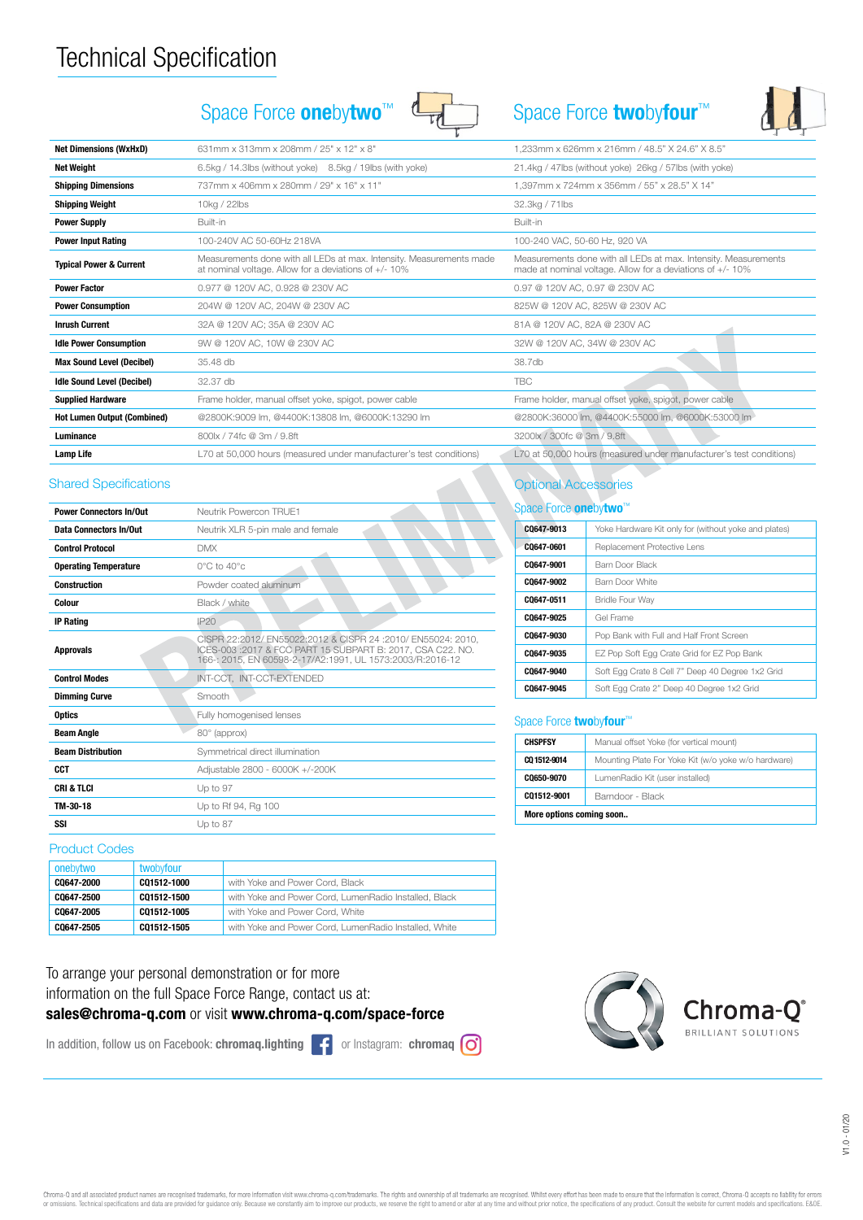# Technical Specification

| | Space Force **one**by**two**™ | Space Force **two**by**four**™ |
|---|---|---|
| **Net Dimensions (WxHxD)** | 631mm x 313mm x 208mm / 25" x 12" x 8" | 1,233mm x 626mm x 216mm / 48.5" X 24.6" X 8.5" |
| **Net Weight** | 6.5kg / 14.3lbs (without yoke)   8.5kg / 19lbs (with yoke) | 21.4kg / 47lbs (without yoke)  26kg / 57lbs (with yoke) |
| **Shipping Dimensions** | 737mm x 406mm x 280mm / 29" x 16" x 11" | 1,397mm x 724mm x 356mm / 55" x 28.5" X 14" |
| **Shipping Weight** | 10kg / 22lbs | 32.3kg / 71lbs |
| **Power Supply** | Built-in | Built-in |
| **Power Input Rating** | 100-240V AC 50-60Hz 218VA | 100-240 VAC, 50-60 Hz, 920 VA |
| **Typical Power & Current** | Measurements done with all LEDs at max. Intensity. Measurements made at nominal voltage. Allow for a deviations of +/- 10% | Measurements done with all LEDs at max. Intensity. Measurements made at nominal voltage. Allow for a deviations of +/- 10% |
| **Power Factor** | 0.977 @ 120V AC, 0.928 @ 230V AC | 0.97 @ 120V AC, 0.97 @ 230V AC |
| **Power Consumption** | 204W @ 120V AC, 204W @ 230V AC | 825W @ 120V AC, 825W @ 230V AC |
| **Inrush Current** | 32A @ 120V AC; 35A @ 230V AC | 81A @ 120V AC, 82A @ 230V AC |
| **Idle Power Consumption** | 9W @ 120V AC, 10W @ 230V AC | 32W @ 120V AC, 34W @ 230V AC |
| **Max Sound Level (Decibel)** | 35.48 db | 38.7db |
| **Idle Sound Level (Decibel)** | 32.37 db | TBC |
| **Supplied Hardware** | Frame holder, manual offset yoke, spigot, power cable | Frame holder, manual offset yoke, spigot, power cable |
| **Hot Lumen Output (Combined)** | @2800K:9009 lm, @4400K:13808 lm, @6000K:13290 lm | @2800K:36000 lm, @4400K:55000 lm, @6000K:53000 lm |
| **Luminance** | 800lx / 74fc @ 3m / 9.8ft | 3200lx / 300fc @ 3m / 9.8ft |
| **Lamp Life** | L70 at 50,000 hours (measured under manufacturer's test conditions) | L70 at 50,000 hours (measured under manufacturer's test conditions) |

## Shared Specifications

| | |
|---|---|
| **Power Connectors In/Out** | Neutrik Powercon TRUE1 |
| **Data Connectors In/Out** | Neutrik XLR 5-pin male and female |
| **Control Protocol** | DMX |
| **Operating Temperature** | 0°C to 40°c |
| **Construction** | Powder coated aluminum |
| **Colour** | Black / white |
| **IP Rating** | IP20 |
| **Approvals** | CISPR 22:2012/ EN55022:2012 & CISPR 24 :2010/ EN55024: 2010, ICES-003 :2017 & FCC PART 15 SUBPART B: 2017, CSA C22. NO. 166-: 2015, EN 60598-2-17/A2:1991, UL 1573:2003/R:2016-12 |
| **Control Modes** | INT-CCT, INT-CCT-EXTENDED |
| **Dimming Curve** | Smooth |
| **Optics** | Fully homogenised lenses |
| **Beam Angle** | 80° (approx) |
| **Beam Distribution** | Symmetrical direct illumination |
| **CCT** | Adjustable 2800 - 6000K +/-200K |
| **CRI & TLCI** | Up to 97 |
| **TM-30-18** | Up to Rf 94, Rg 100 |
| **SSI** | Up to 87 |

## Optional Accessories

### Space Force **one**by**two**™

| | |
|---|---|
| **CQ647-9013** | Yoke Hardware Kit only for (without yoke and plates) |
| **CQ647-0601** | Replacement Protective Lens |
| **CQ647-9001** | Barn Door Black |
| **CQ647-9002** | Barn Door White |
| **CQ647-0511** | Bridle Four Way |
| **CQ647-9025** | Gel Frame |
| **CQ647-9030** | Pop Bank with Full and Half Front Screen |
| **CQ647-9035** | EZ Pop Soft Egg Crate Grid for EZ Pop Bank |
| **CQ647-9040** | Soft Egg Crate 8 Cell 7" Deep 40 Degree 1x2 Grid |
| **CQ647-9045** | Soft Egg Crate 2" Deep 40 Degree 1x2 Grid |

### Space Force **two**by**four**™

| | |
|---|---|
| **CHSPFSY** | Manual offset Yoke (for vertical mount) |
| **CQ 1512-9014** | Mounting Plate For Yoke Kit (w/o yoke w/o hardware) |
| **CQ650-9070** | LumenRadio Kit (user installed) |
| **CQ1512-9001** | Barndoor - Black |
| **More options coming soon..** | |

## Product Codes

| onebytwo | twobyfour | |
|---|---|---|
| **CQ647-2000** | **CQ1512-1000** | with Yoke and Power Cord, Black |
| **CQ647-2500** | **CQ1512-1500** | with Yoke and Power Cord, LumenRadio Installed, Black |
| **CQ647-2005** | **CQ1512-1005** | with Yoke and Power Cord, White |
| **CQ647-2505** | **CQ1512-1505** | with Yoke and Power Cord, LumenRadio Installed, White |

To arrange your personal demonstration or for more information on the full Space Force Range, contact us at:
**sales@chroma-q.com** or visit **www.chroma-q.com/space-force**

In addition, follow us on Facebook: **chromaq.lighting** or Instagram: **chromaq**

Chroma-Q®
BRILLIANT SOLUTIONS

V1.0 - 01/20

Chroma-Q and all associated product names are recognised trademarks, for more information visit www.chroma-q.com/trademarks. The rights and ownership of all trademarks are recognised. Whilst every effort has been made to ensure that the information is correct, Chroma-Q accepts no liability for errors or omissions. Technical specifications and data are provided for guidance only. Because we constantly aim to improve our products, we reserve the right to amend or alter at any time and without prior notice, the specifications of any product. Consult the website for current models and specifications. E&OE.